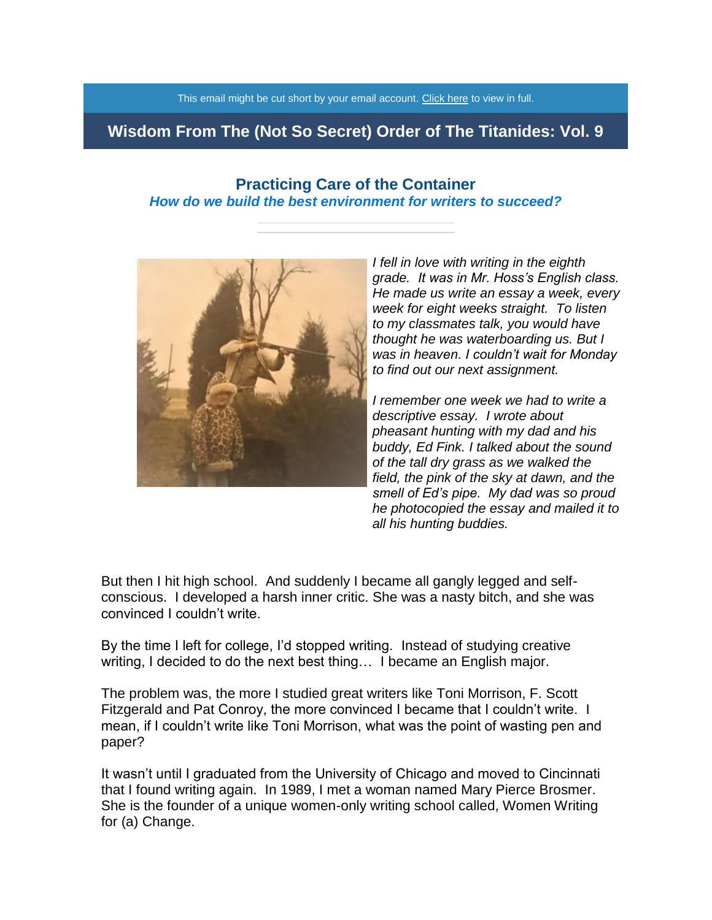This email might be cut short by your email account. Click here to view in full.

# Wisdom From The (Not So Secret) Order of The Titanides: Vol. 9

## Practicing Care of the Container

***How do we build the best environment for writers to succeed?***

*I fell in love with writing in the eighth grade. It was in Mr. Hoss's English class. He made us write an essay a week, every week for eight weeks straight. To listen to my classmates talk, you would have thought he was waterboarding us. But I was in heaven. I couldn't wait for Monday to find out our next assignment.*

*I remember one week we had to write a descriptive essay. I wrote about pheasant hunting with my dad and his buddy, Ed Fink. I talked about the sound of the tall dry grass as we walked the field, the pink of the sky at dawn, and the smell of Ed's pipe. My dad was so proud he photocopied the essay and mailed it to all his hunting buddies.*

But then I hit high school. And suddenly I became all gangly legged and self-conscious. I developed a harsh inner critic. She was a nasty bitch, and she was convinced I couldn't write.

By the time I left for college, I'd stopped writing. Instead of studying creative writing, I decided to do the next best thing… I became an English major.

The problem was, the more I studied great writers like Toni Morrison, F. Scott Fitzgerald and Pat Conroy, the more convinced I became that I couldn't write. I mean, if I couldn't write like Toni Morrison, what was the point of wasting pen and paper?

It wasn't until I graduated from the University of Chicago and moved to Cincinnati that I found writing again. In 1989, I met a woman named Mary Pierce Brosmer. She is the founder of a unique women-only writing school called, Women Writing for (a) Change.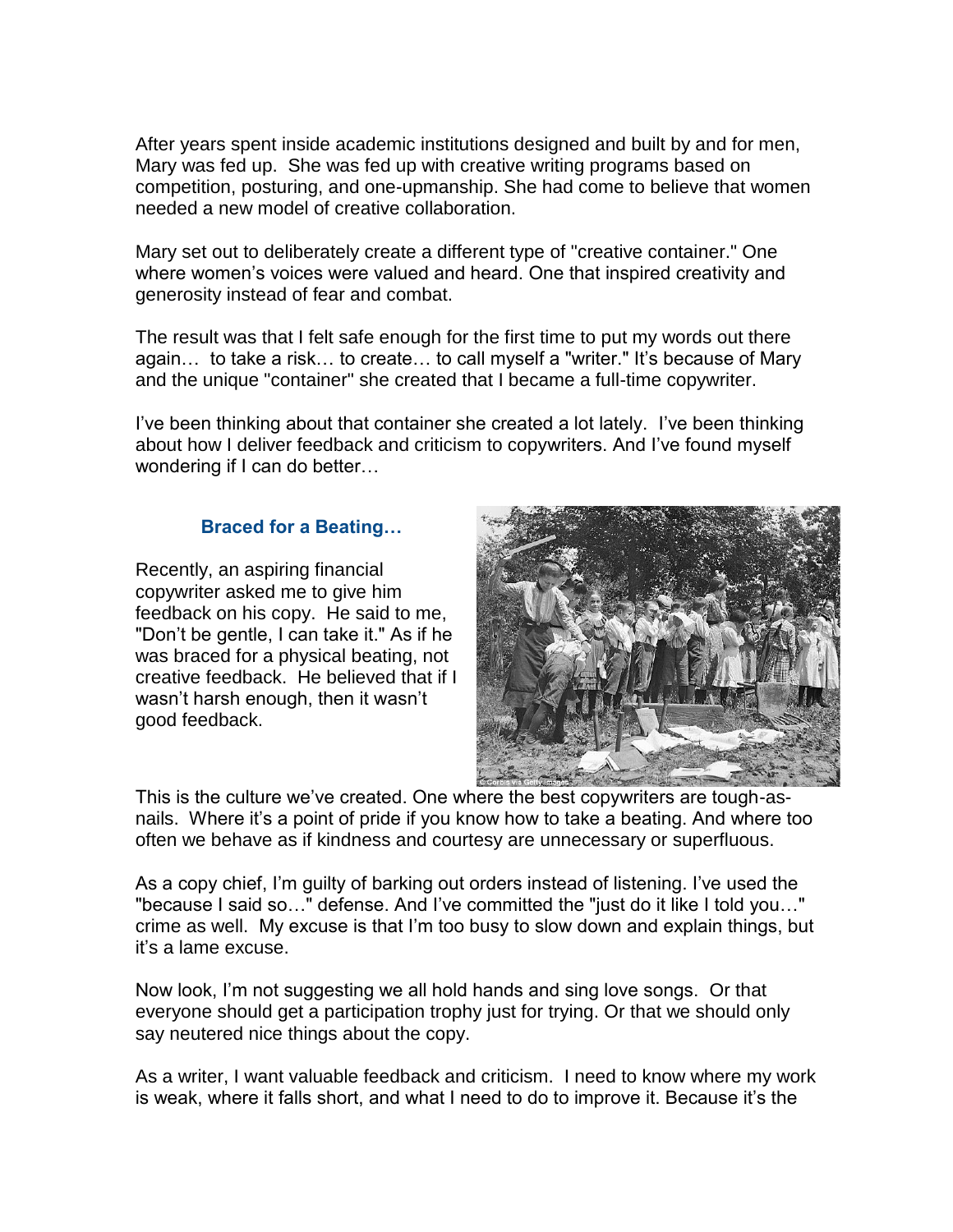After years spent inside academic institutions designed and built by and for men, Mary was fed up. She was fed up with creative writing programs based on competition, posturing, and one-upmanship. She had come to believe that women needed a new model of creative collaboration.

Mary set out to deliberately create a different type of "creative container." One where women's voices were valued and heard. One that inspired creativity and generosity instead of fear and combat.

The result was that I felt safe enough for the first time to put my words out there again… to take a risk… to create… to call myself a "writer." It's because of Mary and the unique "container" she created that I became a full-time copywriter.

I've been thinking about that container she created a lot lately. I've been thinking about how I deliver feedback and criticism to copywriters. And I've found myself wondering if I can do better…

### Braced for a Beating…

Recently, an aspiring financial copywriter asked me to give him feedback on his copy. He said to me, "Don't be gentle, I can take it." As if he was braced for a physical beating, not creative feedback. He believed that if I wasn't harsh enough, then it wasn't good feedback.

This is the culture we've created. One where the best copywriters are tough-as-nails. Where it's a point of pride if you know how to take a beating. And where too often we behave as if kindness and courtesy are unnecessary or superfluous.

As a copy chief, I'm guilty of barking out orders instead of listening. I've used the "because I said so…" defense. And I've committed the "just do it like I told you…" crime as well. My excuse is that I'm too busy to slow down and explain things, but it's a lame excuse.

Now look, I'm not suggesting we all hold hands and sing love songs. Or that everyone should get a participation trophy just for trying. Or that we should only say neutered nice things about the copy.

As a writer, I want valuable feedback and criticism. I need to know where my work is weak, where it falls short, and what I need to do to improve it. Because it's the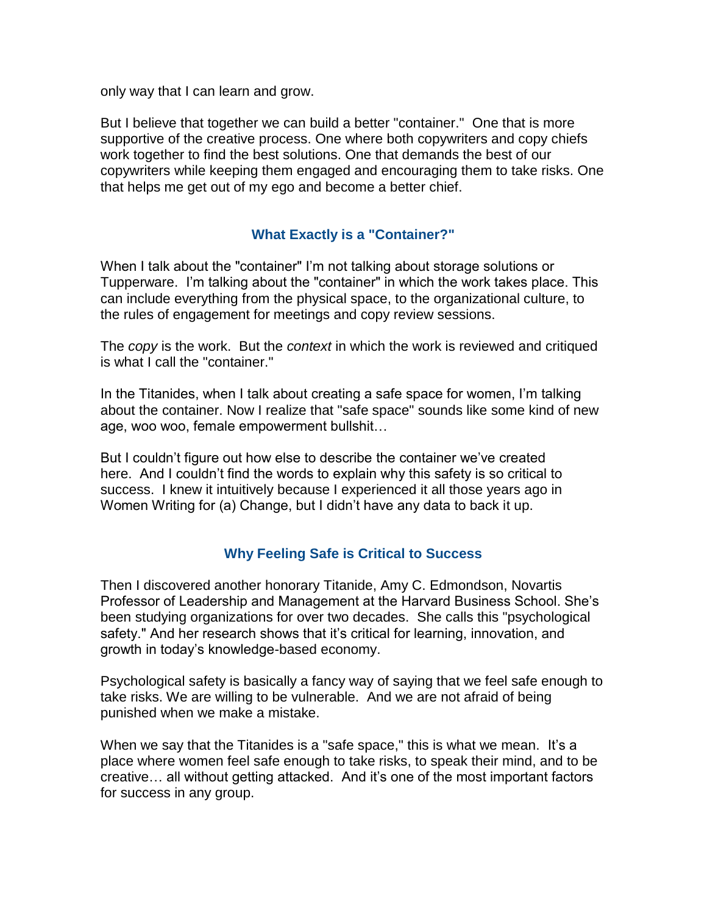only way that I can learn and grow.

But I believe that together we can build a better "container." One that is more supportive of the creative process. One where both copywriters and copy chiefs work together to find the best solutions. One that demands the best of our copywriters while keeping them engaged and encouraging them to take risks. One that helps me get out of my ego and become a better chief.

## What Exactly is a "Container?"

When I talk about the "container" I'm not talking about storage solutions or Tupperware. I'm talking about the "container" in which the work takes place. This can include everything from the physical space, to the organizational culture, to the rules of engagement for meetings and copy review sessions.

The *copy* is the work. But the *context* in which the work is reviewed and critiqued is what I call the "container."

In the Titanides, when I talk about creating a safe space for women, I'm talking about the container. Now I realize that "safe space" sounds like some kind of new age, woo woo, female empowerment bullshit…

But I couldn't figure out how else to describe the container we've created here. And I couldn't find the words to explain why this safety is so critical to success. I knew it intuitively because I experienced it all those years ago in Women Writing for (a) Change, but I didn't have any data to back it up.

## Why Feeling Safe is Critical to Success

Then I discovered another honorary Titanide, Amy C. Edmondson, Novartis Professor of Leadership and Management at the Harvard Business School. She's been studying organizations for over two decades. She calls this "psychological safety." And her research shows that it's critical for learning, innovation, and growth in today's knowledge-based economy.

Psychological safety is basically a fancy way of saying that we feel safe enough to take risks. We are willing to be vulnerable. And we are not afraid of being punished when we make a mistake.

When we say that the Titanides is a "safe space," this is what we mean. It's a place where women feel safe enough to take risks, to speak their mind, and to be creative… all without getting attacked. And it's one of the most important factors for success in any group.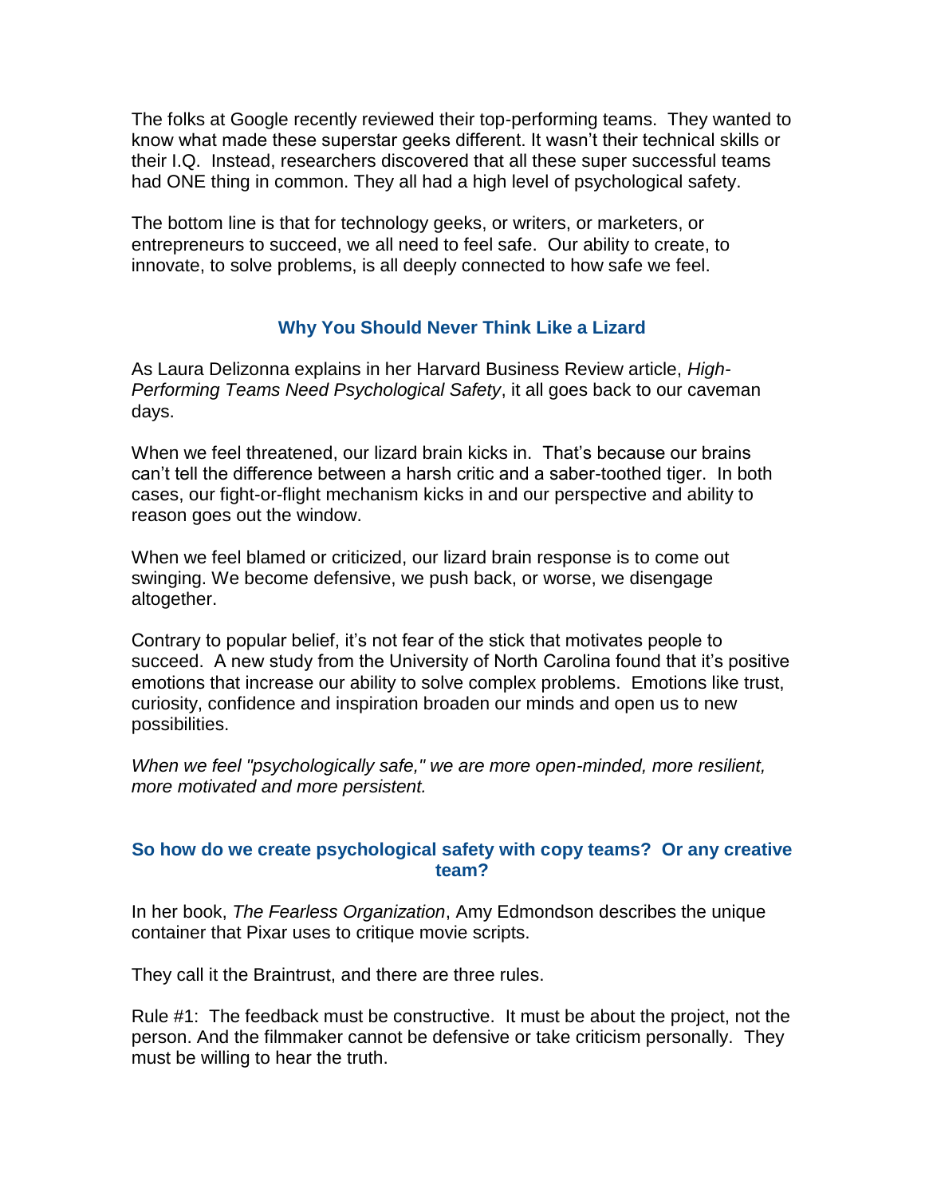The folks at Google recently reviewed their top-performing teams. They wanted to know what made these superstar geeks different. It wasn't their technical skills or their I.Q. Instead, researchers discovered that all these super successful teams had ONE thing in common. They all had a high level of psychological safety.

The bottom line is that for technology geeks, or writers, or marketers, or entrepreneurs to succeed, we all need to feel safe. Our ability to create, to innovate, to solve problems, is all deeply connected to how safe we feel.

## Why You Should Never Think Like a Lizard

As Laura Delizonna explains in her Harvard Business Review article, *High-Performing Teams Need Psychological Safety*, it all goes back to our caveman days.

When we feel threatened, our lizard brain kicks in. That's because our brains can't tell the difference between a harsh critic and a saber-toothed tiger. In both cases, our fight-or-flight mechanism kicks in and our perspective and ability to reason goes out the window.

When we feel blamed or criticized, our lizard brain response is to come out swinging. We become defensive, we push back, or worse, we disengage altogether.

Contrary to popular belief, it's not fear of the stick that motivates people to succeed. A new study from the University of North Carolina found that it's positive emotions that increase our ability to solve complex problems. Emotions like trust, curiosity, confidence and inspiration broaden our minds and open us to new possibilities.

*When we feel "psychologically safe," we are more open-minded, more resilient, more motivated and more persistent.*

## So how do we create psychological safety with copy teams? Or any creative team?

In her book, *The Fearless Organization*, Amy Edmondson describes the unique container that Pixar uses to critique movie scripts.

They call it the Braintrust, and there are three rules.

Rule #1: The feedback must be constructive. It must be about the project, not the person. And the filmmaker cannot be defensive or take criticism personally. They must be willing to hear the truth.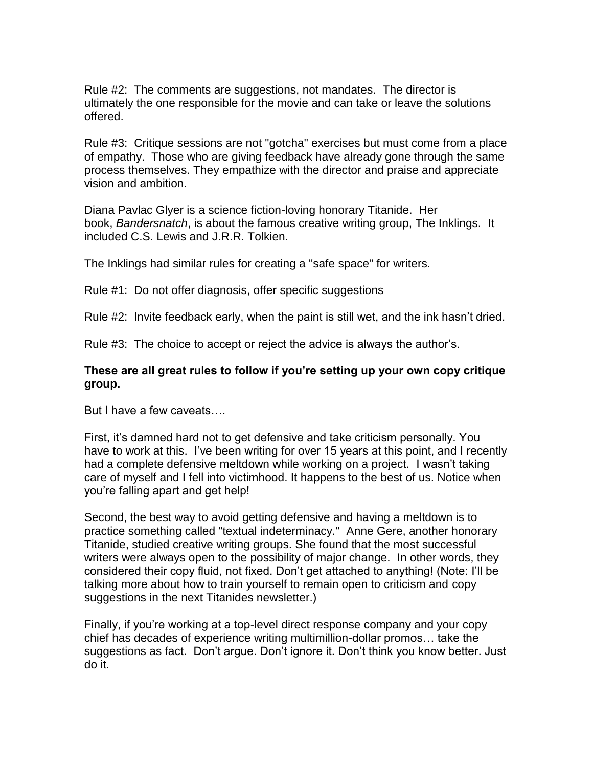Rule #2: The comments are suggestions, not mandates. The director is ultimately the one responsible for the movie and can take or leave the solutions offered.

Rule #3: Critique sessions are not "gotcha" exercises but must come from a place of empathy. Those who are giving feedback have already gone through the same process themselves. They empathize with the director and praise and appreciate vision and ambition.

Diana Pavlac Glyer is a science fiction-loving honorary Titanide. Her book, *Bandersnatch*, is about the famous creative writing group, The Inklings. It included C.S. Lewis and J.R.R. Tolkien.

The Inklings had similar rules for creating a "safe space" for writers.

Rule #1: Do not offer diagnosis, offer specific suggestions

Rule #2: Invite feedback early, when the paint is still wet, and the ink hasn't dried.

Rule #3: The choice to accept or reject the advice is always the author's.

**These are all great rules to follow if you're setting up your own copy critique group.**

But I have a few caveats….

First, it's damned hard not to get defensive and take criticism personally. You have to work at this. I've been writing for over 15 years at this point, and I recently had a complete defensive meltdown while working on a project. I wasn't taking care of myself and I fell into victimhood. It happens to the best of us. Notice when you're falling apart and get help!

Second, the best way to avoid getting defensive and having a meltdown is to practice something called "textual indeterminacy." Anne Gere, another honorary Titanide, studied creative writing groups. She found that the most successful writers were always open to the possibility of major change. In other words, they considered their copy fluid, not fixed. Don't get attached to anything! (Note: I'll be talking more about how to train yourself to remain open to criticism and copy suggestions in the next Titanides newsletter.)

Finally, if you're working at a top-level direct response company and your copy chief has decades of experience writing multimillion-dollar promos… take the suggestions as fact. Don't argue. Don't ignore it. Don't think you know better. Just do it.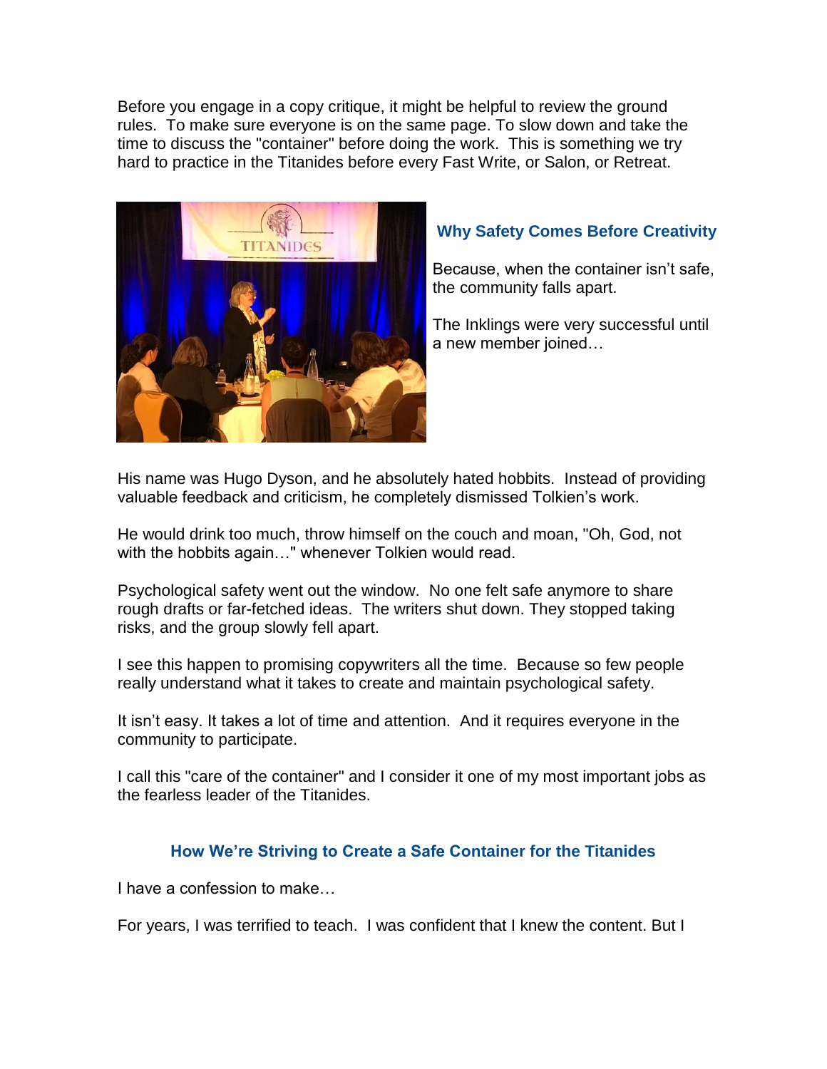Before you engage in a copy critique, it might be helpful to review the ground rules. To make sure everyone is on the same page. To slow down and take the time to discuss the "container" before doing the work. This is something we try hard to practice in the Titanides before every Fast Write, or Salon, or Retreat.

### Why Safety Comes Before Creativity

Because, when the container isn't safe, the community falls apart.

The Inklings were very successful until a new member joined…

His name was Hugo Dyson, and he absolutely hated hobbits. Instead of providing valuable feedback and criticism, he completely dismissed Tolkien's work.

He would drink too much, throw himself on the couch and moan, "Oh, God, not with the hobbits again…" whenever Tolkien would read.

Psychological safety went out the window. No one felt safe anymore to share rough drafts or far-fetched ideas. The writers shut down. They stopped taking risks, and the group slowly fell apart.

I see this happen to promising copywriters all the time. Because so few people really understand what it takes to create and maintain psychological safety.

It isn't easy. It takes a lot of time and attention. And it requires everyone in the community to participate.

I call this "care of the container" and I consider it one of my most important jobs as the fearless leader of the Titanides.

### How We're Striving to Create a Safe Container for the Titanides

I have a confession to make…

For years, I was terrified to teach. I was confident that I knew the content. But I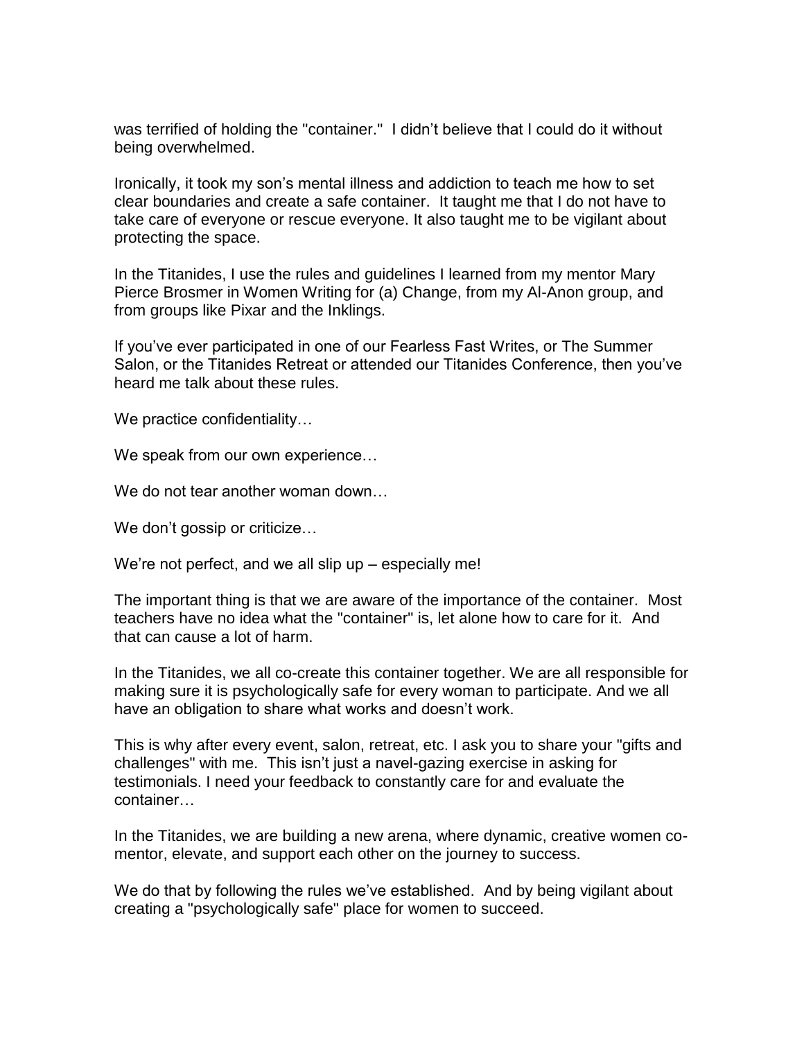was terrified of holding the "container." I didn't believe that I could do it without being overwhelmed.

Ironically, it took my son's mental illness and addiction to teach me how to set clear boundaries and create a safe container. It taught me that I do not have to take care of everyone or rescue everyone. It also taught me to be vigilant about protecting the space.

In the Titanides, I use the rules and guidelines I learned from my mentor Mary Pierce Brosmer in Women Writing for (a) Change, from my Al-Anon group, and from groups like Pixar and the Inklings.

If you've ever participated in one of our Fearless Fast Writes, or The Summer Salon, or the Titanides Retreat or attended our Titanides Conference, then you've heard me talk about these rules.

We practice confidentiality…

We speak from our own experience…

We do not tear another woman down…

We don't gossip or criticize…

We're not perfect, and we all slip up – especially me!

The important thing is that we are aware of the importance of the container. Most teachers have no idea what the "container" is, let alone how to care for it. And that can cause a lot of harm.

In the Titanides, we all co-create this container together. We are all responsible for making sure it is psychologically safe for every woman to participate. And we all have an obligation to share what works and doesn't work.

This is why after every event, salon, retreat, etc. I ask you to share your "gifts and challenges" with me. This isn't just a navel-gazing exercise in asking for testimonials. I need your feedback to constantly care for and evaluate the container…

In the Titanides, we are building a new arena, where dynamic, creative women co-mentor, elevate, and support each other on the journey to success.

We do that by following the rules we've established. And by being vigilant about creating a "psychologically safe" place for women to succeed.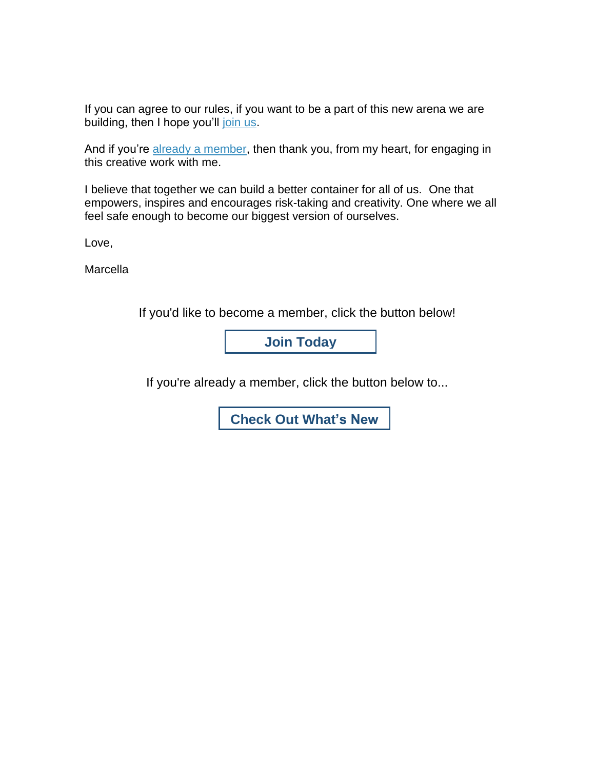If you can agree to our rules, if you want to be a part of this new arena we are building, then I hope you'll join us.

And if you're already a member, then thank you, from my heart, for engaging in this creative work with me.

I believe that together we can build a better container for all of us. One that empowers, inspires and encourages risk-taking and creativity. One where we all feel safe enough to become our biggest version of ourselves.

Love,

Marcella

If you'd like to become a member, click the button below!

**Join Today**

If you're already a member, click the button below to...

**Check Out What's New**